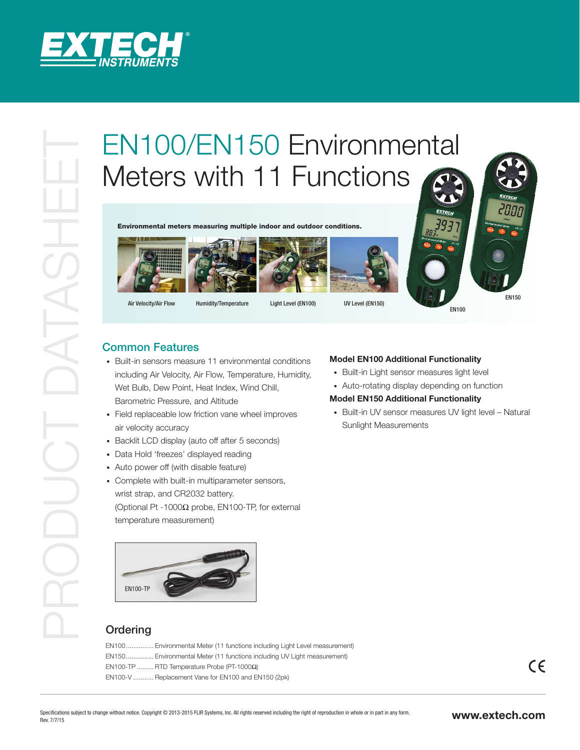EXTECH INSTRUMENTS

PRODUCT DATASHEET

# EN100/EN150 Environmental Meters with 11 Functions

**Environmental meters measuring multiple indoor and outdoor conditions.**

Air Velocity/Air Flow

Humidity/Temperature

Light Level (EN100)

UV Level (EN150)

EN100

EN150

## Common Features

- Built-in sensors measure 11 environmental conditions including Air Velocity, Air Flow, Temperature, Humidity, Wet Bulb, Dew Point, Heat Index, Wind Chill, Barometric Pressure, and Altitude
- Field replaceable low friction vane wheel improves air velocity accuracy
- Backlit LCD display (auto off after 5 seconds)
- Data Hold 'freezes' displayed reading
- Auto power off (with disable feature)
- Complete with built-in multiparameter sensors, wrist strap, and CR2032 battery.
  (Optional Pt -1000Ω probe, EN100-TP, for external temperature measurement)

**Model EN100 Additional Functionality**

- Built-in Light sensor measures light level
- Auto-rotating display depending on function

**Model EN150 Additional Functionality**

- Built-in UV sensor measures UV light level – Natural Sunlight Measurements

EN100-TP

## Ordering

EN100.............. Environmental Meter (11 functions including Light Level measurement)
EN150.............. Environmental Meter (11 functions including UV Light measurement)
EN100-TP ......... RTD Temperature Probe (PT-1000Ω)
EN100-V ........... Replacement Vane for EN100 and EN150 (2pk)

Specifications subject to change without notice. Copyright © 2013-2015 FLIR Systems, Inc. All rights reserved including the right of reproduction in whole or in part in any form.
Rev. 7/7/15

www.extech.com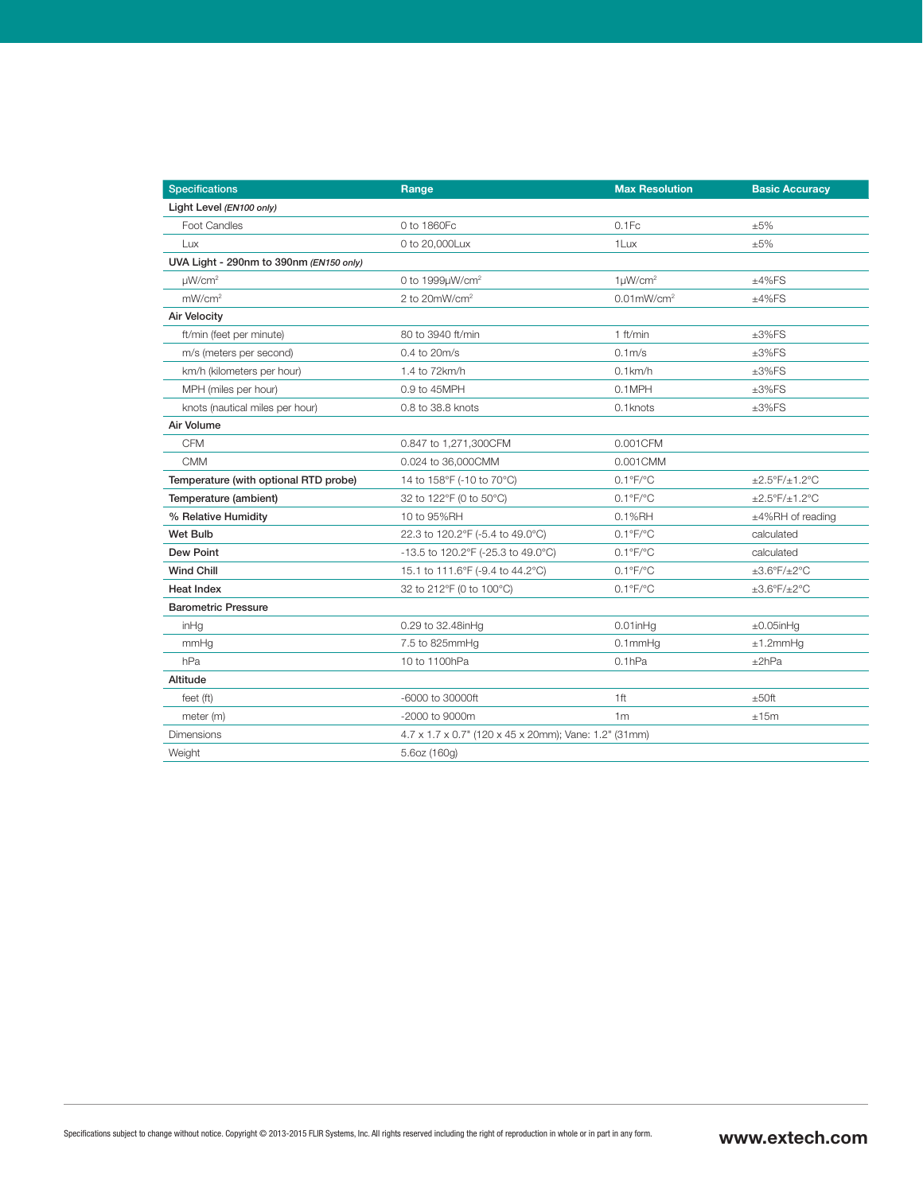| Specifications | Range | Max Resolution | Basic Accuracy |
|---|---|---|---|
| **Light Level** ***(EN100 only)*** | | | |
| Foot Candles | 0 to 1860Fc | 0.1Fc | ±5% |
| Lux | 0 to 20,000Lux | 1Lux | ±5% |
| **UVA Light - 290nm to 390nm** ***(EN150 only)*** | | | |
| μW/cm$^2$ | 0 to 1999μW/cm$^2$ | 1μW/cm$^2$ | ±4%FS |
| mW/cm$^2$ | 2 to 20mW/cm$^2$ | 0.01mW/cm$^2$ | ±4%FS |
| **Air Velocity** | | | |
| ft/min (feet per minute) | 80 to 3940 ft/min | 1 ft/min | ±3%FS |
| m/s (meters per second) | 0.4 to 20m/s | 0.1m/s | ±3%FS |
| km/h (kilometers per hour) | 1.4 to 72km/h | 0.1km/h | ±3%FS |
| MPH (miles per hour) | 0.9 to 45MPH | 0.1MPH | ±3%FS |
| knots (nautical miles per hour) | 0.8 to 38.8 knots | 0.1knots | ±3%FS |
| **Air Volume** | | | |
| CFM | 0.847 to 1,271,300CFM | 0.001CFM | |
| CMM | 0.024 to 36,000CMM | 0.001CMM | |
| **Temperature (with optional RTD probe)** | 14 to 158°F (-10 to 70°C) | 0.1°F/°C | ±2.5°F/±1.2°C |
| **Temperature (ambient)** | 32 to 122°F (0 to 50°C) | 0.1°F/°C | ±2.5°F/±1.2°C |
| **% Relative Humidity** | 10 to 95%RH | 0.1%RH | ±4%RH of reading |
| **Wet Bulb** | 22.3 to 120.2°F (-5.4 to 49.0°C) | 0.1°F/°C | calculated |
| **Dew Point** | -13.5 to 120.2°F (-25.3 to 49.0°C) | 0.1°F/°C | calculated |
| **Wind Chill** | 15.1 to 111.6°F (-9.4 to 44.2°C) | 0.1°F/°C | ±3.6°F/±2°C |
| **Heat Index** | 32 to 212°F (0 to 100°C) | 0.1°F/°C | ±3.6°F/±2°C |
| **Barometric Pressure** | | | |
| inHg | 0.29 to 32.48inHg | 0.01inHg | ±0.05inHg |
| mmHg | 7.5 to 825mmHg | 0.1mmHg | ±1.2mmHg |
| hPa | 10 to 1100hPa | 0.1hPa | ±2hPa |
| **Altitude** | | | |
| feet (ft) | -6000 to 30000ft | 1ft | ±50ft |
| meter (m) | -2000 to 9000m | 1m | ±15m |
| Dimensions | 4.7 x 1.7 x 0.7" (120 x 45 x 20mm); Vane: 1.2" (31mm) | | |
| Weight | 5.6oz (160g) | | |

Specifications subject to change without notice. Copyright © 2013-2015 FLIR Systems, Inc. All rights reserved including the right of reproduction in whole or in part in any form.

**www.extech.com**